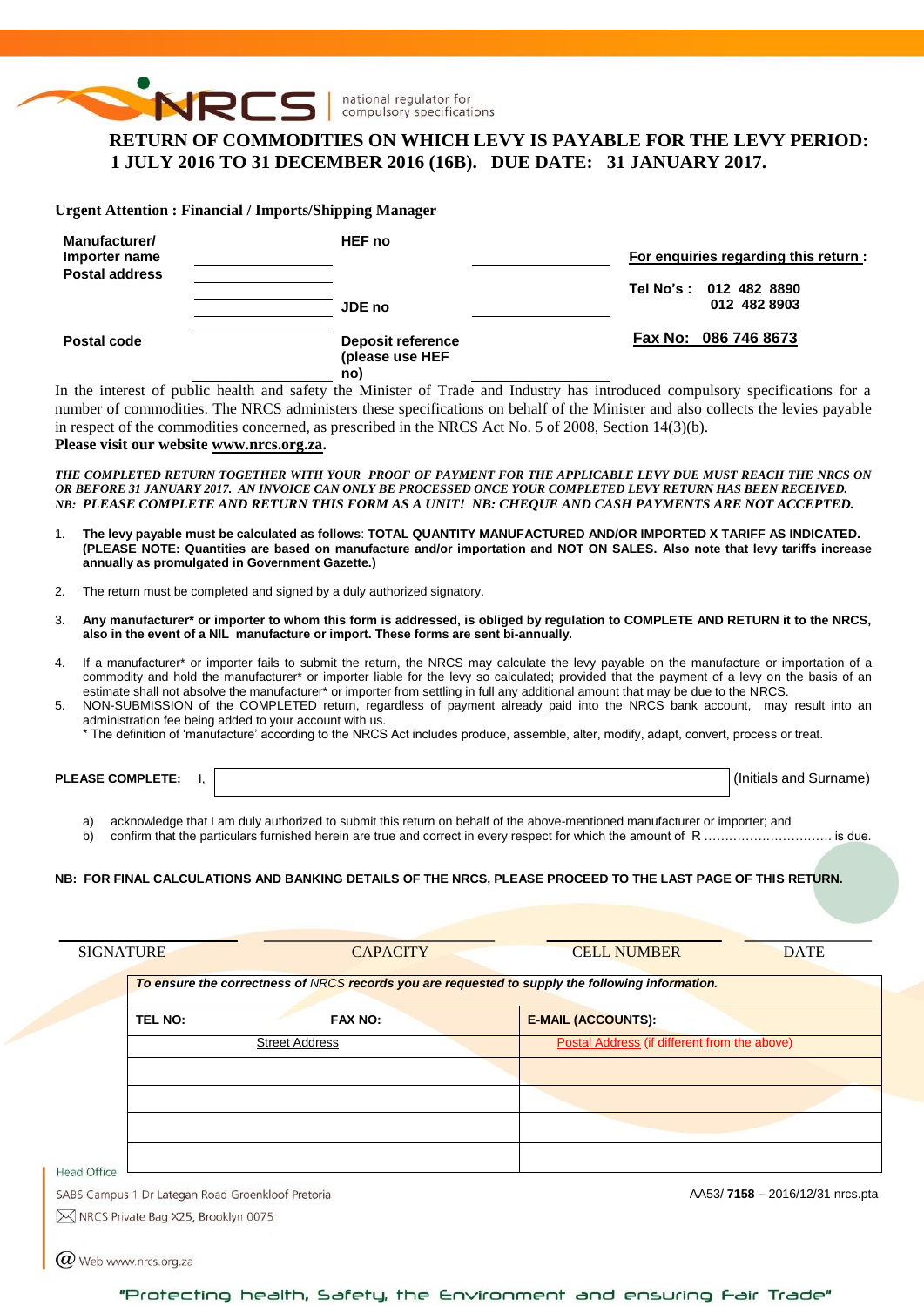NRCS | national regulator for compulsory specifications

# RETURN OF COMMODITIES ON WHICH LEVY IS PAYABLE FOR THE LEVY PERIOD: 1 JULY 2016 TO 31 DECEMBER 2016 (16B). DUE DATE: 31 JANUARY 2017.

**Urgent Attention : Financial / Imports/Shipping Manager**

| | | | | |
|---|---|---|---|---|
| **Manufacturer/ Importer name** | | **HEF no** | | **For enquiries regarding this return :** |
| **Postal address** | | | | **Tel No's : 012 482 8890** **012 482 8903** |
| | | **JDE no** | | |
| **Postal code** | | **Deposit reference (please use HEF no)** | | **Fax No: 086 746 8673** |

In the interest of public health and safety the Minister of Trade and Industry has introduced compulsory specifications for a number of commodities. The NRCS administers these specifications on behalf of the Minister and also collects the levies payable in respect of the commodities concerned, as prescribed in the NRCS Act No. 5 of 2008, Section 14(3)(b).
**Please visit our website www.nrcs.org.za.**

***THE COMPLETED RETURN TOGETHER WITH YOUR PROOF OF PAYMENT FOR THE APPLICABLE LEVY DUE MUST REACH THE NRCS ON OR BEFORE 31 JANUARY 2017. AN INVOICE CAN ONLY BE PROCESSED ONCE YOUR COMPLETED LEVY RETURN HAS BEEN RECEIVED. NB: PLEASE COMPLETE AND RETURN THIS FORM AS A UNIT! NB: CHEQUE AND CASH PAYMENTS ARE NOT ACCEPTED.***

1. **The levy payable must be calculated as follows**: **TOTAL QUANTITY MANUFACTURED AND/OR IMPORTED X TARIFF AS INDICATED. (PLEASE NOTE: Quantities are based on manufacture and/or importation and NOT ON SALES. Also note that levy tariffs increase annually as promulgated in Government Gazette.)**
2. The return must be completed and signed by a duly authorized signatory.
3. **Any manufacturer\* or importer to whom this form is addressed, is obliged by regulation to COMPLETE AND RETURN it to the NRCS, also in the event of a NIL manufacture or import. These forms are sent bi-annually.**
4. If a manufacturer\* or importer fails to submit the return, the NRCS may calculate the levy payable on the manufacture or importation of a commodity and hold the manufacturer\* or importer liable for the levy so calculated; provided that the payment of a levy on the basis of an estimate shall not absolve the manufacturer\* or importer from settling in full any additional amount that may be due to the NRCS.
5. NON-SUBMISSION of the COMPLETED return, regardless of payment already paid into the NRCS bank account, may result into an administration fee being added to your account with us.
   \* The definition of 'manufacture' according to the NRCS Act includes produce, assemble, alter, modify, adapt, convert, process or treat.

**PLEASE COMPLETE:** I, ______________________________ (Initials and Surname)

a) acknowledge that I am duly authorized to submit this return on behalf of the above-mentioned manufacturer or importer; and
b) confirm that the particulars furnished herein are true and correct in every respect for which the amount of R ……………………….. is due.

**NB: FOR FINAL CALCULATIONS AND BANKING DETAILS OF THE NRCS, PLEASE PROCEED TO THE LAST PAGE OF THIS RETURN.**

| SIGNATURE | CAPACITY | CELL NUMBER | DATE |
|---|---|---|---|
| | | | |

| ***To ensure the correctness of NRCS records you are requested to supply the following information.*** | | |
|---|---|---|
| **TEL NO:** | **FAX NO:** | **E-MAIL (ACCOUNTS):** |
| Street Address | | Postal Address (if different from the above) |
| | | |
| | | |
| | | |
| | | |

Head Office
SABS Campus 1 Dr Lategan Road Groenkloof Pretoria
NRCS Private Bag X25, Brooklyn 0075
Web www.nrcs.org.za

AA53/ **7158** – 2016/12/31 nrcs.pta

"Protecting health, Safety, the Environment and ensuring Fair Trade"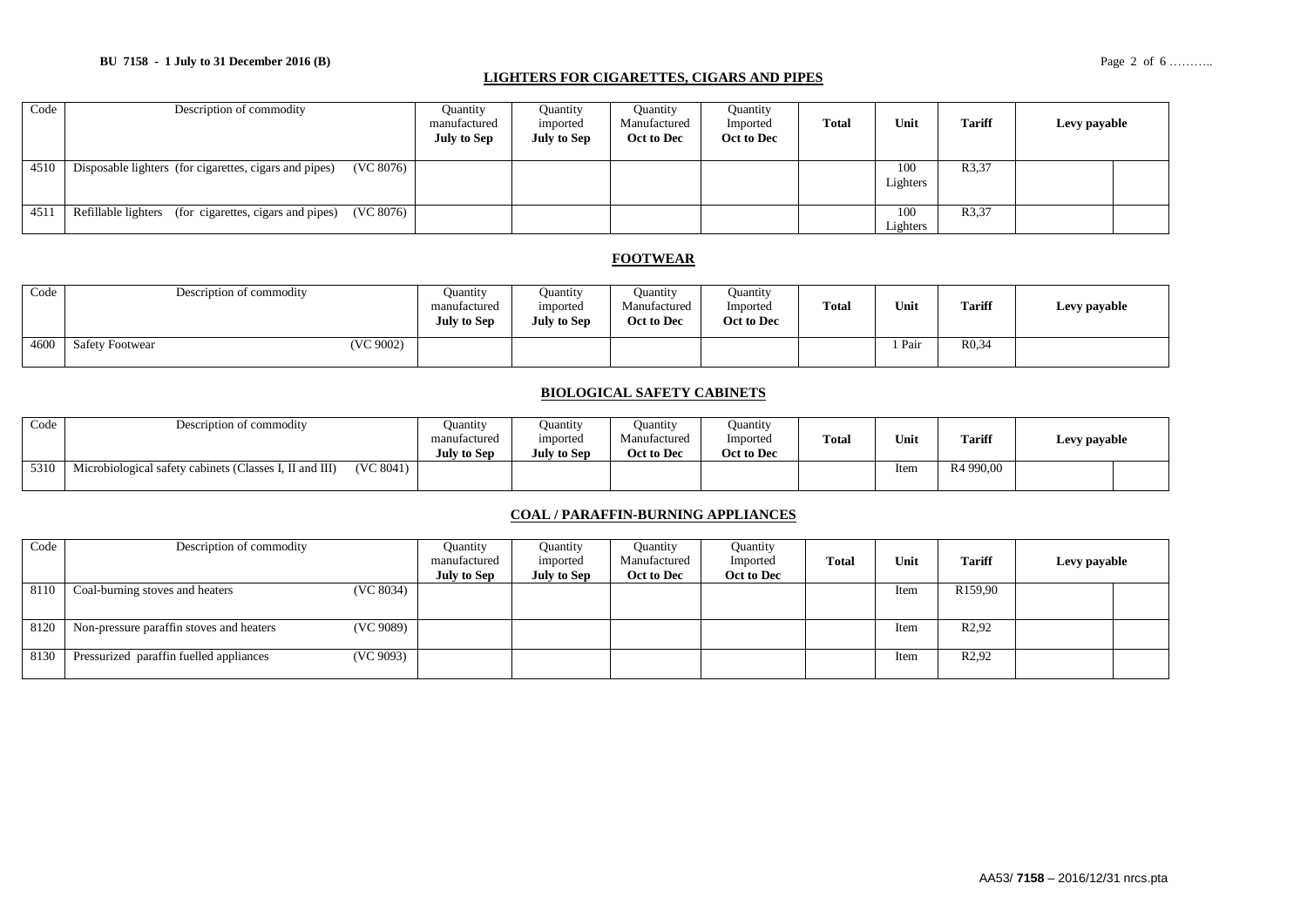## LIGHTERS FOR CIGARETTES, CIGARS AND PIPES

| Code | Description of commodity | Quantity manufactured July to Sep | Quantity imported July to Sep | Quantity Manufactured Oct to Dec | Quantity Imported Oct to Dec | Total | Unit | Tariff | Levy payable | |
|---|---|---|---|---|---|---|---|---|---|---|
| 4510 | Disposable lighters (for cigarettes, cigars and pipes) (VC 8076) | | | | | | 100 Lighters | R3,37 | | |
| 4511 | Refillable lighters (for cigarettes, cigars and pipes) (VC 8076) | | | | | | 100 Lighters | R3,37 | | |

## FOOTWEAR

| Code | Description of commodity | Quantity manufactured July to Sep | Quantity imported July to Sep | Quantity Manufactured Oct to Dec | Quantity Imported Oct to Dec | Total | Unit | Tariff | Levy payable |
|---|---|---|---|---|---|---|---|---|---|
| 4600 | Safety Footwear (VC 9002) | | | | | | 1 Pair | R0,34 | |

## BIOLOGICAL SAFETY CABINETS

| Code | Description of commodity | Quantity manufactured July to Sep | Quantity imported July to Sep | Quantity Manufactured Oct to Dec | Quantity Imported Oct to Dec | Total | Unit | Tariff | Levy payable | |
|---|---|---|---|---|---|---|---|---|---|---|
| 5310 | Microbiological safety cabinets (Classes I, II and III) (VC 8041) | | | | | | Item | R4 990,00 | | |

## COAL / PARAFFIN-BURNING APPLIANCES

| Code | Description of commodity | Quantity manufactured July to Sep | Quantity imported July to Sep | Quantity Manufactured Oct to Dec | Quantity Imported Oct to Dec | Total | Unit | Tariff | Levy payable | |
|---|---|---|---|---|---|---|---|---|---|---|
| 8110 | Coal-burning stoves and heaters (VC 8034) | | | | | | Item | R159,90 | | |
| 8120 | Non-pressure paraffin stoves and heaters (VC 9089) | | | | | | Item | R2,92 | | |
| 8130 | Pressurized paraffin fuelled appliances (VC 9093) | | | | | | Item | R2,92 | | |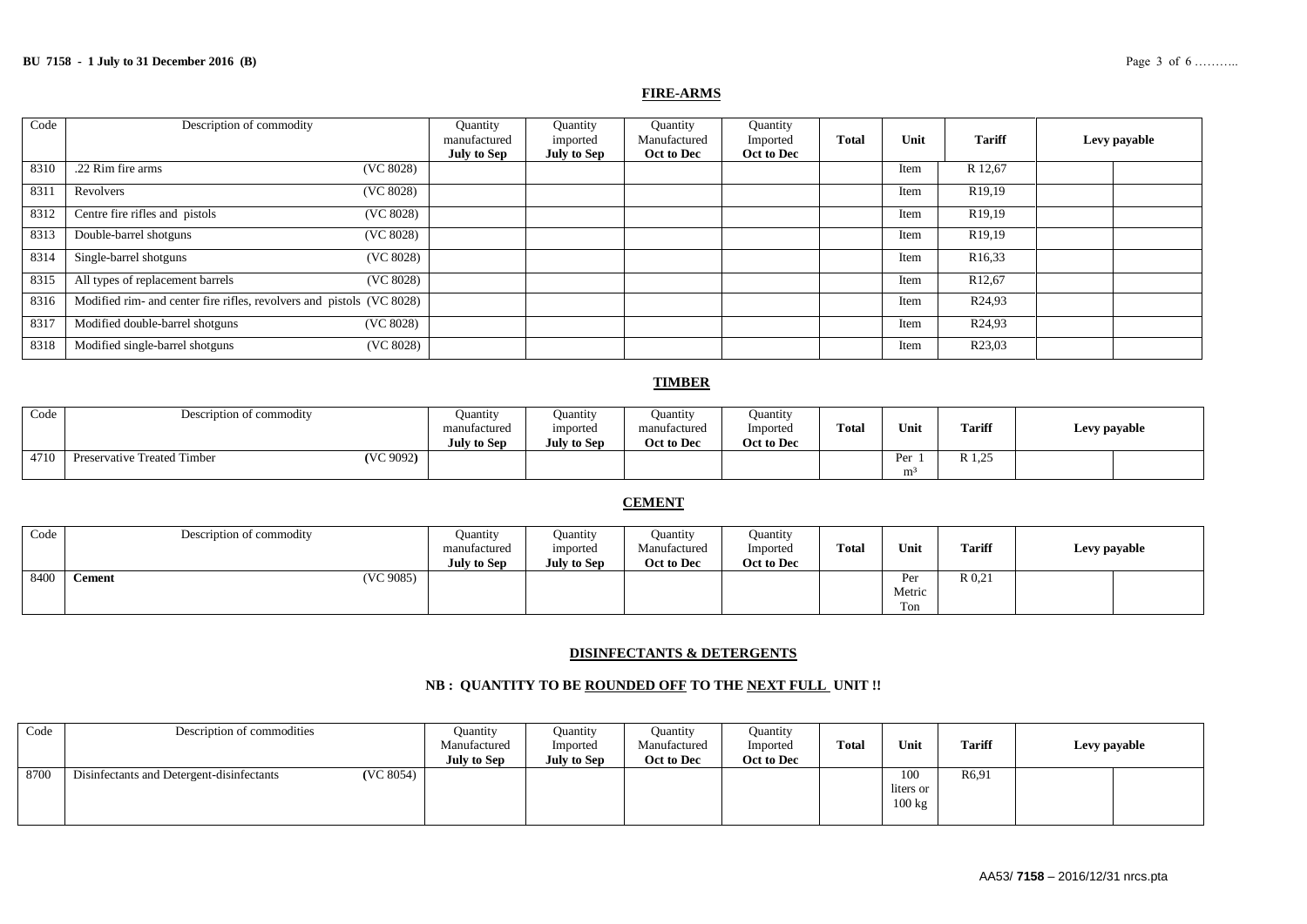## FIRE-ARMS

| Code | Description of commodity | Quantity manufactured **July to Sep** | Quantity imported **July to Sep** | Quantity Manufactured **Oct to Dec** | Quantity Imported **Oct to Dec** | **Total** | **Unit** | **Tariff** | **Levy payable** | |
|---|---|---|---|---|---|---|---|---|---|---|
| 8310 | .22 Rim fire arms (VC 8028) | | | | | | Item | R 12,67 | | |
| 8311 | Revolvers (VC 8028) | | | | | | Item | R19,19 | | |
| 8312 | Centre fire rifles and pistols (VC 8028) | | | | | | Item | R19,19 | | |
| 8313 | Double-barrel shotguns (VC 8028) | | | | | | Item | R19,19 | | |
| 8314 | Single-barrel shotguns (VC 8028) | | | | | | Item | R16,33 | | |
| 8315 | All types of replacement barrels (VC 8028) | | | | | | Item | R12,67 | | |
| 8316 | Modified rim- and center fire rifles, revolvers and pistols (VC 8028) | | | | | | Item | R24,93 | | |
| 8317 | Modified double-barrel shotguns (VC 8028) | | | | | | Item | R24,93 | | |
| 8318 | Modified single-barrel shotguns (VC 8028) | | | | | | Item | R23,03 | | |

## TIMBER

| Code | Description of commodity | Quantity manufactured **July to Sep** | Quantity imported **July to Sep** | Quantity manufactured **Oct to Dec** | Quantity Imported **Oct to Dec** | **Total** | **Unit** | **Tariff** | **Levy payable** | |
|---|---|---|---|---|---|---|---|---|---|---|
| 4710 | Preservative Treated Timber (VC 9092) | | | | | | Per 1 $m^3$ | R 1,25 | | |

## CEMENT

| Code | Description of commodity | Quantity manufactured **July to Sep** | Quantity imported **July to Sep** | Quantity Manufactured **Oct to Dec** | Quantity Imported **Oct to Dec** | **Total** | **Unit** | **Tariff** | **Levy payable** | |
|---|---|---|---|---|---|---|---|---|---|---|
| 8400 | **Cement** (VC 9085) | | | | | | Per Metric Ton | R 0,21 | | |

## DISINFECTANTS & DETERGENTS

### NB : QUANTITY TO BE ROUNDED OFF TO THE NEXT FULL UNIT !!

| Code | Description of commodities | Quantity Manufactured **July to Sep** | Quantity Imported **July to Sep** | Quantity Manufactured **Oct to Dec** | Quantity Imported **Oct to Dec** | **Total** | **Unit** | **Tariff** | **Levy payable** | |
|---|---|---|---|---|---|---|---|---|---|---|
| 8700 | Disinfectants and Detergent-disinfectants (VC 8054) | | | | | | 100 liters or 100 kg | R6,91 | | |

AA53/ **7158** – 2016/12/31 nrcs.pta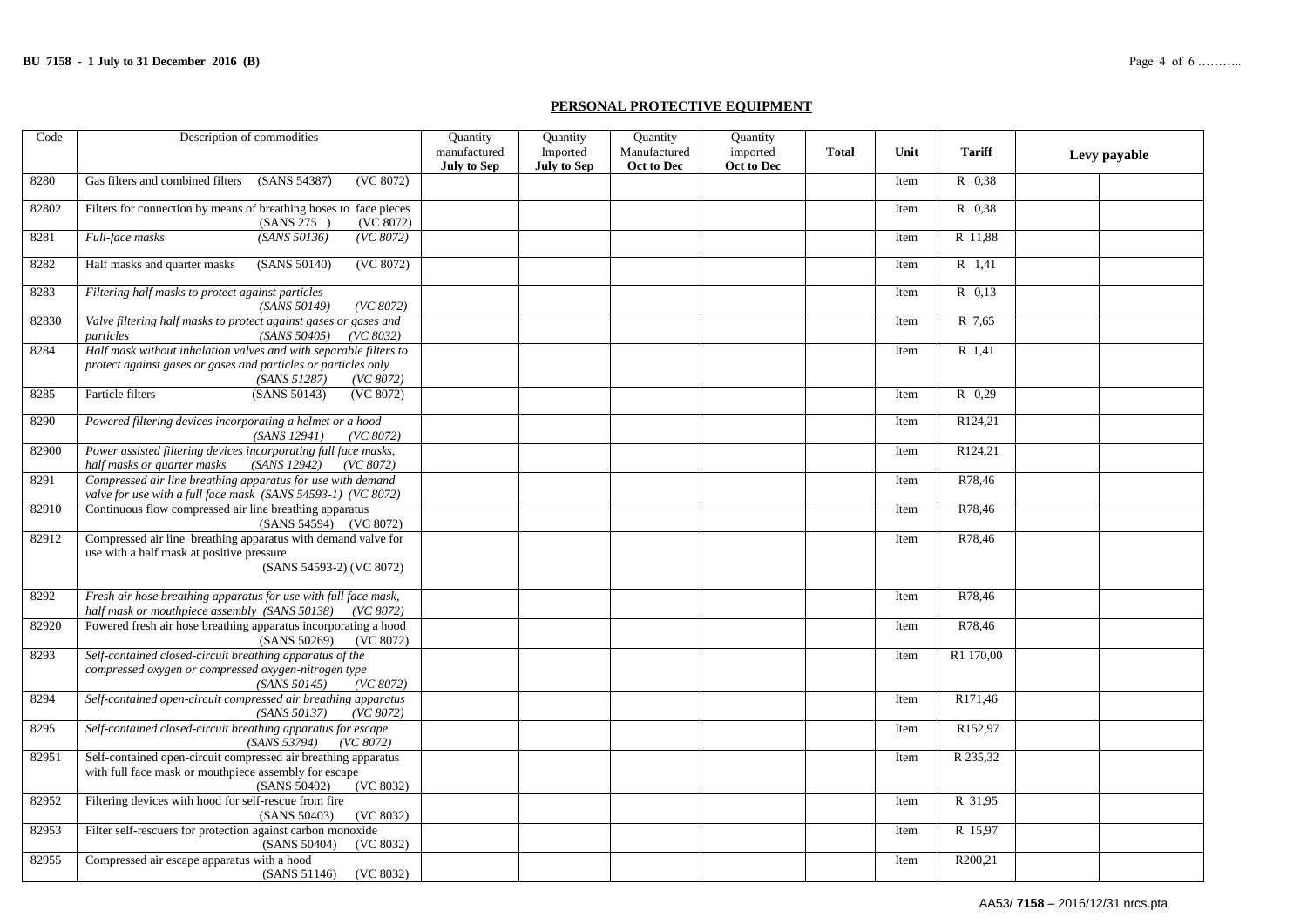## PERSONAL PROTECTIVE EQUIPMENT

| Code | Description of commodities | Quantity manufactured July to Sep | Quantity Imported July to Sep | Quantity Manufactured Oct to Dec | Quantity imported Oct to Dec | Total | Unit | Tariff | Levy payable | |
|---|---|---|---|---|---|---|---|---|---|---|
| 8280 | Gas filters and combined filters (SANS 54387) (VC 8072) | | | | | | Item | R 0,38 | | |
| 82802 | Filters for connection by means of breathing hoses to face pieces (SANS 275 ) (VC 8072) | | | | | | Item | R 0,38 | | |
| 8281 | *Full-face masks (SANS 50136) (VC 8072)* | | | | | | Item | R 11,88 | | |
| 8282 | Half masks and quarter masks (SANS 50140) (VC 8072) | | | | | | Item | R 1,41 | | |
| 8283 | *Filtering half masks to protect against particles (SANS 50149) (VC 8072)* | | | | | | Item | R 0,13 | | |
| 82830 | *Valve filtering half masks to protect against gases or gases and particles (SANS 50405) (VC 8032)* | | | | | | Item | R 7,65 | | |
| 8284 | *Half mask without inhalation valves and with separable filters to protect against gases or gases and particles or particles only (SANS 51287) (VC 8072)* | | | | | | Item | R 1,41 | | |
| 8285 | Particle filters (SANS 50143) (VC 8072) | | | | | | Item | R 0,29 | | |
| 8290 | *Powered filtering devices incorporating a helmet or a hood (SANS 12941) (VC 8072)* | | | | | | Item | R124,21 | | |
| 82900 | *Power assisted filtering devices incorporating full face masks, half masks or quarter masks (SANS 12942) (VC 8072)* | | | | | | Item | R124,21 | | |
| 8291 | *Compressed air line breathing apparatus for use with demand valve for use with a full face mask (SANS 54593-1) (VC 8072)* | | | | | | Item | R78,46 | | |
| 82910 | Continuous flow compressed air line breathing apparatus (SANS 54594) (VC 8072) | | | | | | Item | R78,46 | | |
| 82912 | Compressed air line breathing apparatus with demand valve for use with a half mask at positive pressure (SANS 54593-2) (VC 8072) | | | | | | Item | R78,46 | | |
| 8292 | *Fresh air hose breathing apparatus for use with full face mask, half mask or mouthpiece assembly (SANS 50138) (VC 8072)* | | | | | | Item | R78,46 | | |
| 82920 | Powered fresh air hose breathing apparatus incorporating a hood (SANS 50269) (VC 8072) | | | | | | Item | R78,46 | | |
| 8293 | *Self-contained closed-circuit breathing apparatus of the compressed oxygen or compressed oxygen-nitrogen type (SANS 50145) (VC 8072)* | | | | | | Item | R1 170,00 | | |
| 8294 | *Self-contained open-circuit compressed air breathing apparatus (SANS 50137) (VC 8072)* | | | | | | Item | R171,46 | | |
| 8295 | *Self-contained closed-circuit breathing apparatus for escape (SANS 53794) (VC 8072)* | | | | | | Item | R152,97 | | |
| 82951 | Self-contained open-circuit compressed air breathing apparatus with full face mask or mouthpiece assembly for escape (SANS 50402) (VC 8032) | | | | | | Item | R 235,32 | | |
| 82952 | Filtering devices with hood for self-rescue from fire (SANS 50403) (VC 8032) | | | | | | Item | R 31,95 | | |
| 82953 | Filter self-rescuers for protection against carbon monoxide (SANS 50404) (VC 8032) | | | | | | Item | R 15,97 | | |
| 82955 | Compressed air escape apparatus with a hood (SANS 51146) (VC 8032) | | | | | | Item | R200,21 | | |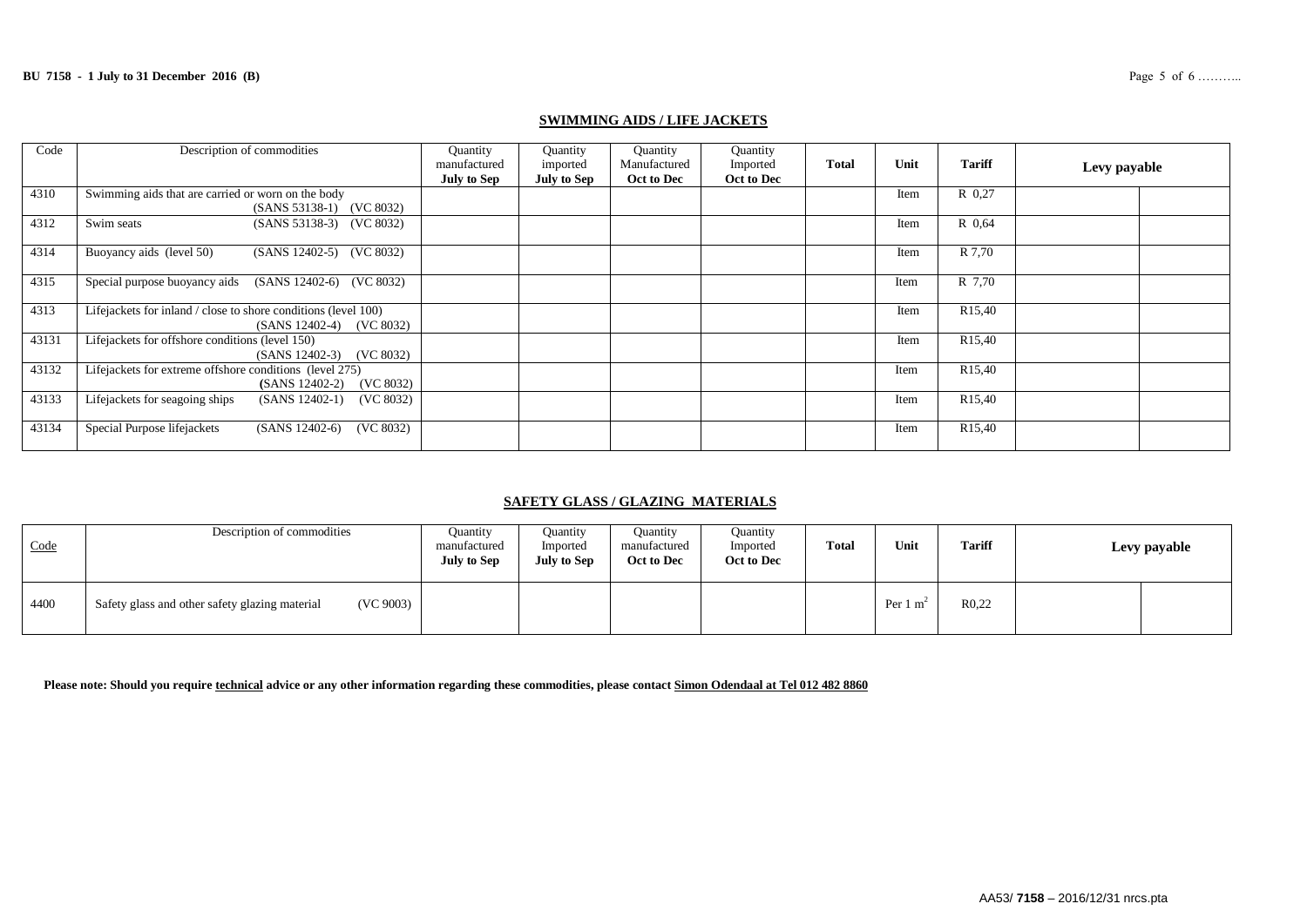## SWIMMING AIDS / LIFE JACKETS

| Code | Description of commodities | Quantity manufactured **July to Sep** | Quantity imported **July to Sep** | Quantity Manufactured **Oct to Dec** | Quantity Imported **Oct to Dec** | **Total** | Unit | **Tariff** | **Levy payable** | |
|---|---|---|---|---|---|---|---|---|---|---|
| 4310 | Swimming aids that are carried or worn on the body (SANS 53138-1) (VC 8032) | | | | | | Item | R 0,27 | | |
| 4312 | Swim seats (SANS 53138-3) (VC 8032) | | | | | | Item | R 0,64 | | |
| 4314 | Buoyancy aids (level 50) (SANS 12402-5) (VC 8032) | | | | | | Item | R 7,70 | | |
| 4315 | Special purpose buoyancy aids (SANS 12402-6) (VC 8032) | | | | | | Item | R 7,70 | | |
| 4313 | Lifejackets for inland / close to shore conditions (level 100) (SANS 12402-4) (VC 8032) | | | | | | Item | R15,40 | | |
| 43131 | Lifejackets for offshore conditions (level 150) (SANS 12402-3) (VC 8032) | | | | | | Item | R15,40 | | |
| 43132 | Lifejackets for extreme offshore conditions (level 275) (SANS 12402-2) (VC 8032) | | | | | | Item | R15,40 | | |
| 43133 | Lifejackets for seagoing ships (SANS 12402-1) (VC 8032) | | | | | | Item | R15,40 | | |
| 43134 | Special Purpose lifejackets (SANS 12402-6) (VC 8032) | | | | | | Item | R15,40 | | |

## SAFETY GLASS / GLAZING MATERIALS

| Code | Description of commodities | Quantity manufactured **July to Sep** | Quantity Imported **July to Sep** | Quantity manufactured **Oct to Dec** | Quantity Imported **Oct to Dec** | **Total** | Unit | **Tariff** | **Levy payable** | |
|---|---|---|---|---|---|---|---|---|---|---|
| 4400 | Safety glass and other safety glazing material (VC 9003) | | | | | | Per 1 $m^2$ | R0,22 | | |

**Please note: Should you require technical advice or any other information regarding these commodities, please contact Simon Odendaal at Tel 012 482 8860**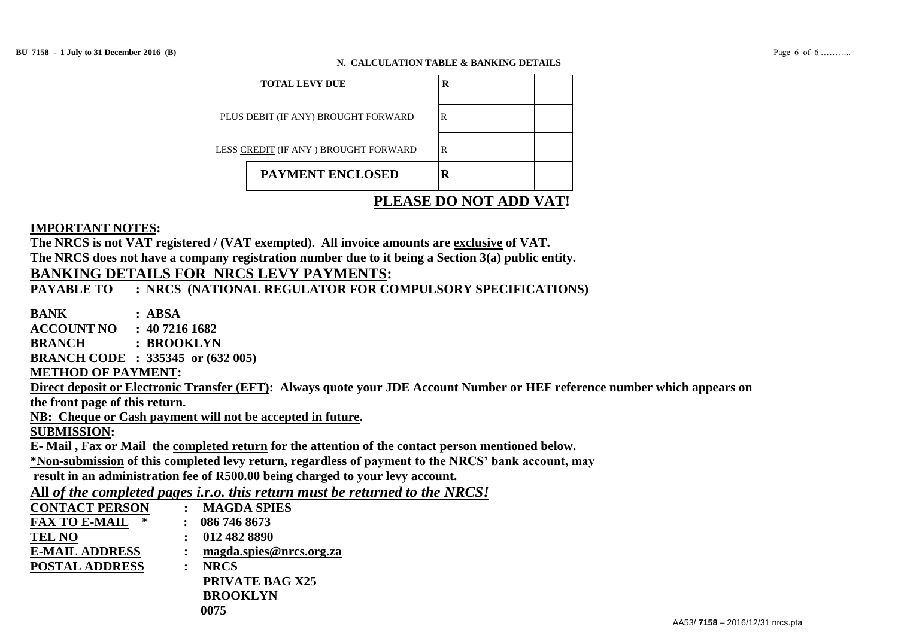## N. CALCULATION TABLE & BANKING DETAILS

| | | |
|---|---|---|
| **TOTAL LEVY DUE** | **R** | |
| PLUS DEBIT (IF ANY) BROUGHT FORWARD | R | |
| LESS CREDIT (IF ANY ) BROUGHT FORWARD | R | |
| **PAYMENT ENCLOSED** | **R** | |

**PLEASE DO NOT ADD VAT!**

**IMPORTANT NOTES:**

**The NRCS is not VAT registered / (VAT exempted). All invoice amounts are exclusive of VAT.**

**The NRCS does not have a company registration number due to it being a Section 3(a) public entity.**

## BANKING DETAILS FOR NRCS LEVY PAYMENTS:

**PAYABLE TO : NRCS (NATIONAL REGULATOR FOR COMPULSORY SPECIFICATIONS)**

**BANK : ABSA**
**ACCOUNT NO : 40 7216 1682**
**BRANCH : BROOKLYN**
**BRANCH CODE : 335345 or (632 005)**

**METHOD OF PAYMENT:**

**Direct deposit or Electronic Transfer (EFT): Always quote your JDE Account Number or HEF reference number which appears on the front page of this return.**

**NB: Cheque or Cash payment will not be accepted in future.**

**SUBMISSION:**

**E- Mail , Fax or Mail the completed return for the attention of the contact person mentioned below.**

**\*Non-submission of this completed levy return, regardless of payment to the NRCS' bank account, may result in an administration fee of R500.00 being charged to your levy account.**

***All of the completed pages i.r.o. this return must be returned to the NRCS!***

**CONTACT PERSON : MAGDA SPIES**
**FAX TO E-MAIL * : 086 746 8673**
**TEL NO : 012 482 8890**
**E-MAIL ADDRESS : magda.spies@nrcs.org.za**
**POSTAL ADDRESS : NRCS**
**PRIVATE BAG X25**
**BROOKLYN**
**0075**

AA53/ **7158** – 2016/12/31 nrcs.pta